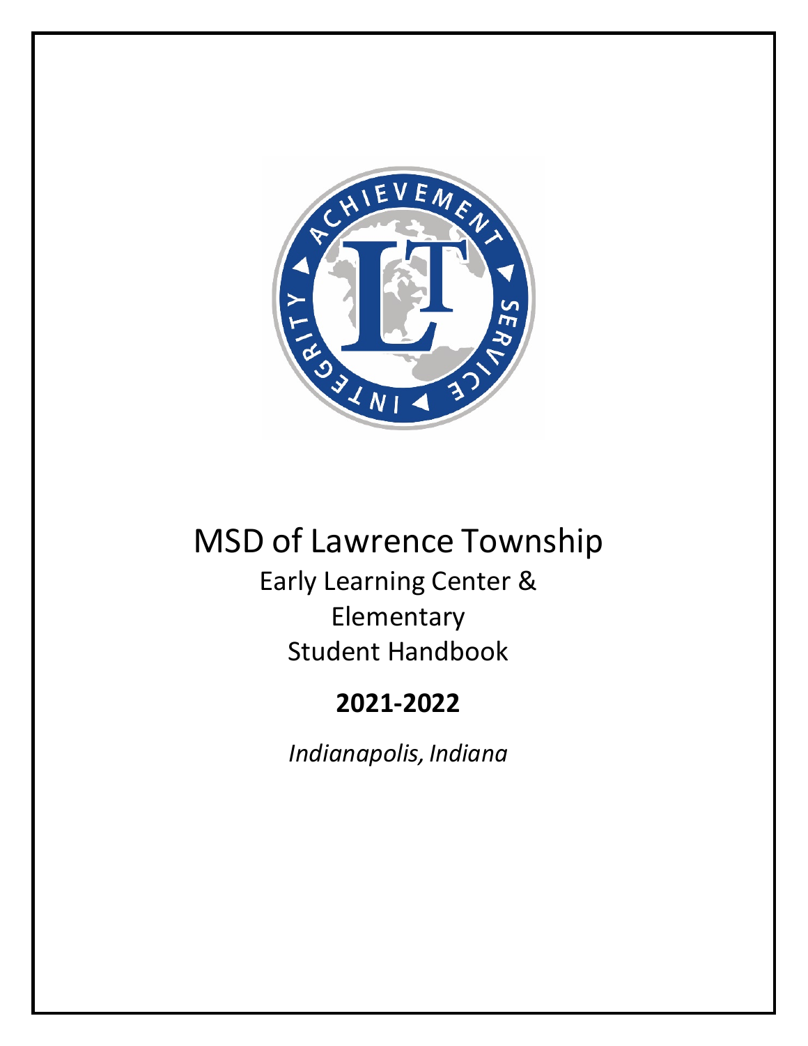# MSD of Lawrence Township

## Early Learning Center & Elementary Student Handbook

## **2021-2022**

*Indianapolis, Indiana*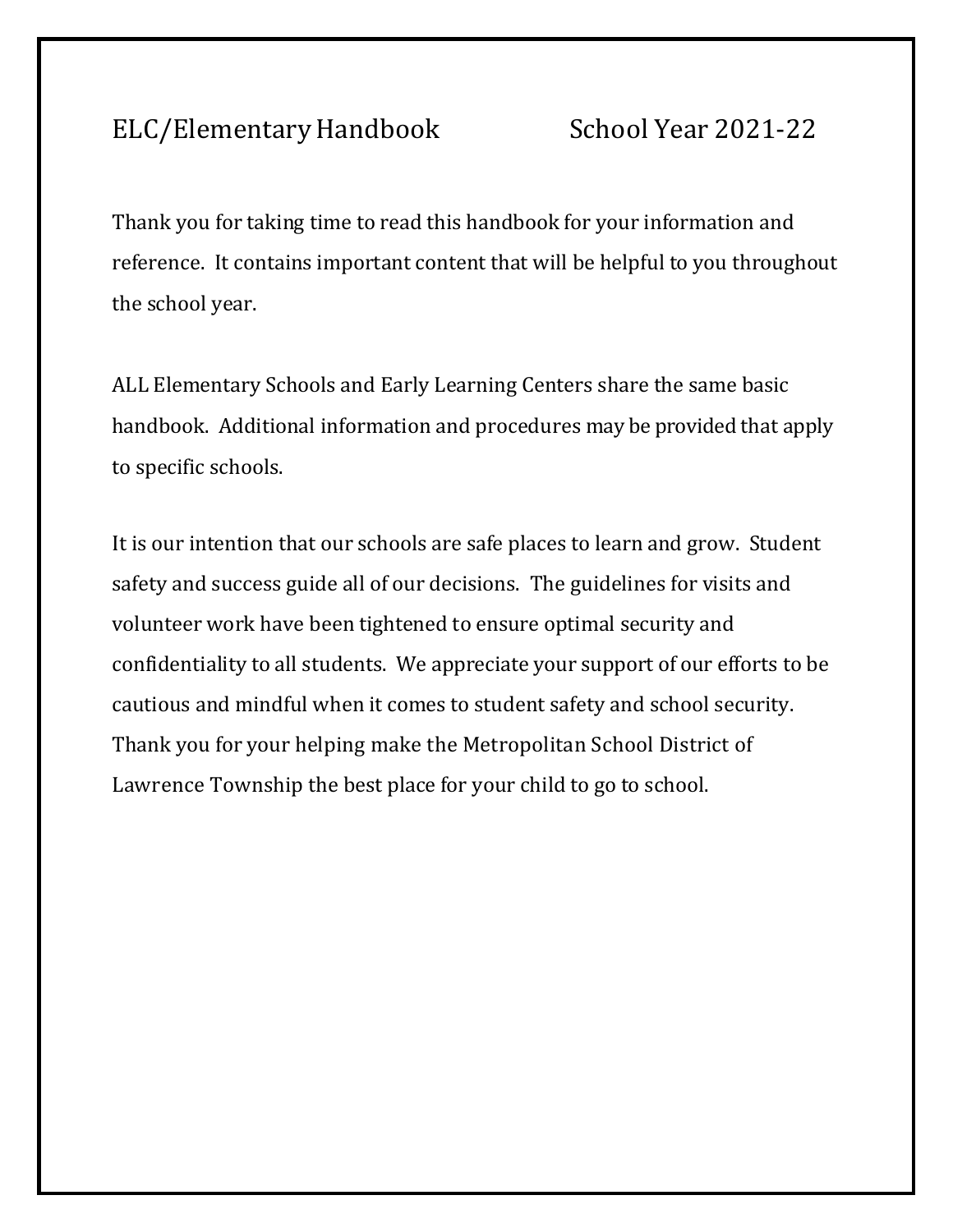# ELC/Elementary Handbook School Year 2021-22

Thank you for taking time to read this handbook for your information and reference. It contains important content that will be helpful to you throughout the school year.

ALL Elementary Schools and Early Learning Centers share the same basic handbook. Additional information and procedures may be provided that apply to specific schools.

It is our intention that our schools are safe places to learn and grow. Student safety and success guide all of our decisions. The guidelines for visits and volunteer work have been tightened to ensure optimal security and confidentiality to all students. We appreciate your support of our efforts to be cautious and mindful when it comes to student safety and school security. Thank you for your helping make the Metropolitan School District of Lawrence Township the best place for your child to go to school.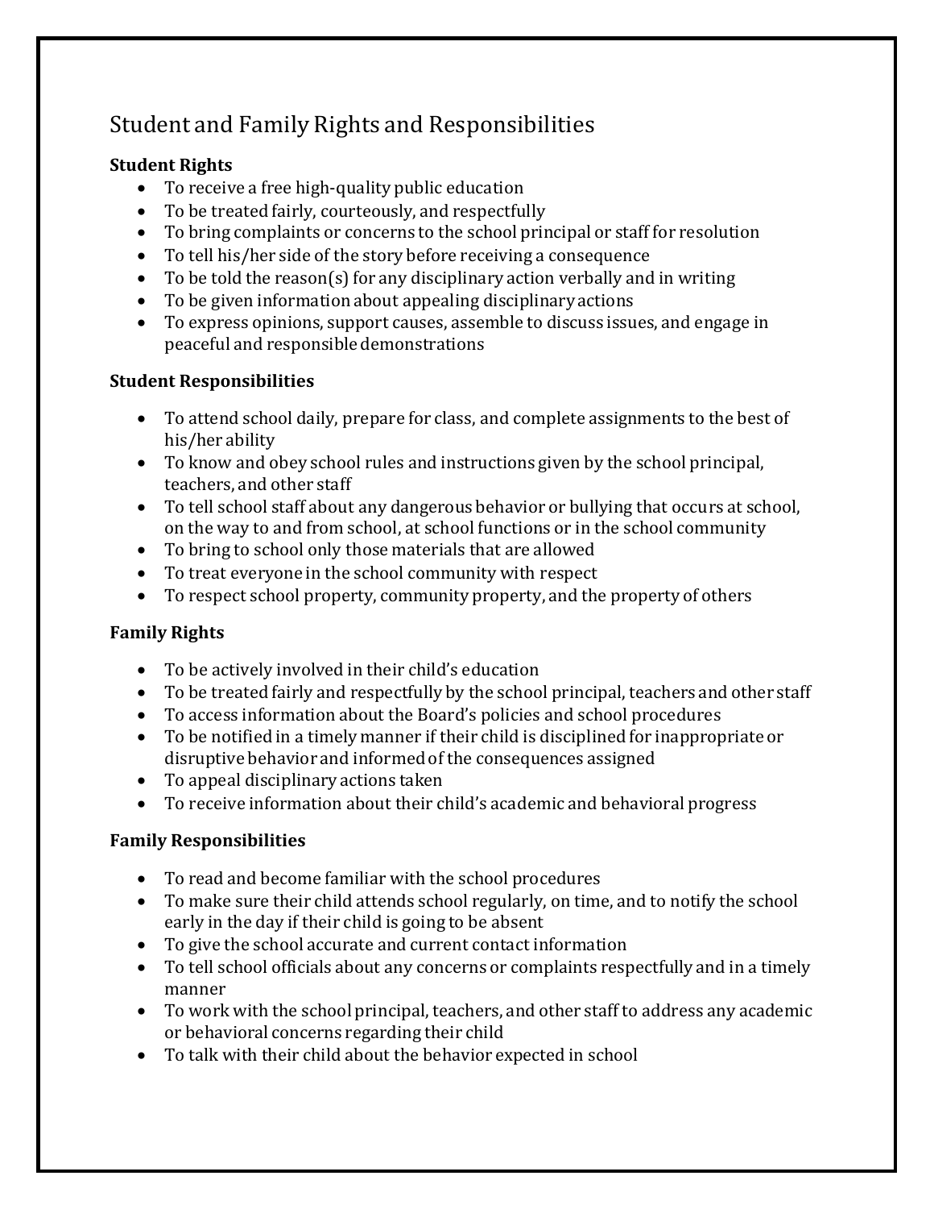# Student and Family Rights and Responsibilities

**Student Rights**

- To receive a free high-quality public education
- To be treated fairly, courteously, and respectfully
- To bring complaints or concerns to the school principal or staff for resolution
- To tell his/her side of the story before receiving a consequence
- To be told the reason(s) for any disciplinary action verbally and in writing
- To be given information about appealing disciplinary actions
- To express opinions, support causes, assemble to discuss issues, and engage in peaceful and responsible demonstrations

**Student Responsibilities**

- To attend school daily, prepare for class, and complete assignments to the best of his/her ability
- To know and obey school rules and instructions given by the school principal, teachers, and other staff
- To tell school staff about any dangerous behavior or bullying that occurs at school, on the way to and from school, at school functions or in the school community
- To bring to school only those materials that are allowed
- To treat everyone in the school community with respect
- To respect school property, community property, and the property of others

**Family Rights**

- To be actively involved in their child's education
- To be treated fairly and respectfully by the school principal, teachers and other staff
- To access information about the Board's policies and school procedures
- To be notified in a timely manner if their child is disciplined for inappropriate or disruptive behavior and informed of the consequences assigned
- To appeal disciplinary actions taken
- To receive information about their child's academic and behavioral progress

**Family Responsibilities**

- To read and become familiar with the school procedures
- To make sure their child attends school regularly, on time, and to notify the school early in the day if their child is going to be absent
- To give the school accurate and current contact information
- To tell school officials about any concerns or complaints respectfully and in a timely manner
- To work with the school principal, teachers, and other staff to address any academic or behavioral concerns regarding their child
- To talk with their child about the behavior expected in school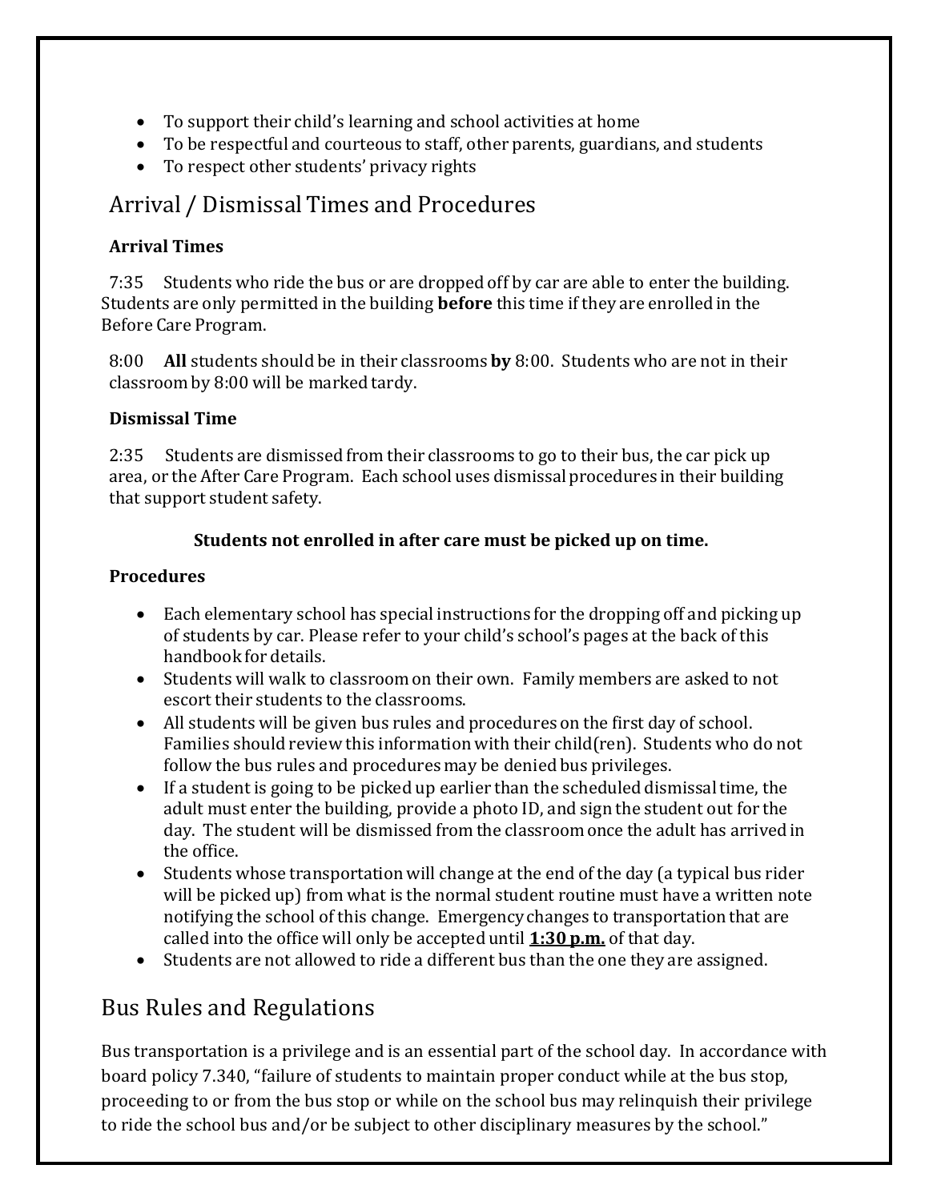- To support their child's learning and school activities at home
- To be respectful and courteous to staff, other parents, guardians, and students
- To respect other students' privacy rights

## Arrival / Dismissal Times and Procedures

**Arrival Times**

7:35 Students who ride the bus or are dropped off by car are able to enter the building. Students are only permitted in the building **before** this time if they are enrolled in the Before Care Program.

8:00 **All** students should be in their classrooms **by** 8:00. Students who are not in their classroom by 8:00 will be marked tardy.

**Dismissal Time**

2:35 Students are dismissed from their classrooms to go to their bus, the car pick up area, or the After Care Program. Each school uses dismissal procedures in their building that support student safety.

**Students not enrolled in after care must be picked up on time.**

**Procedures**

- Each elementary school has special instructions for the dropping off and picking up of students by car. Please refer to your child's school's pages at the back of this handbook for details.
- Students will walk to classroom on their own. Family members are asked to not escort their students to the classrooms.
- All students will be given bus rules and procedures on the first day of school. Families should review this information with their child(ren). Students who do not follow the bus rules and procedures may be denied bus privileges.
- If a student is going to be picked up earlier than the scheduled dismissal time, the adult must enter the building, provide a photo ID, and sign the student out for the day. The student will be dismissed from the classroom once the adult has arrived in the office.
- Students whose transportation will change at the end of the day (a typical bus rider will be picked up) from what is the normal student routine must have a written note notifying the school of this change. Emergency changes to transportation that are called into the office will only be accepted until **<u>1:30 p.m.</u>** of that day.
- Students are not allowed to ride a different bus than the one they are assigned.

## Bus Rules and Regulations

Bus transportation is a privilege and is an essential part of the school day. In accordance with board policy 7.340, "failure of students to maintain proper conduct while at the bus stop, proceeding to or from the bus stop or while on the school bus may relinquish their privilege to ride the school bus and/or be subject to other disciplinary measures by the school."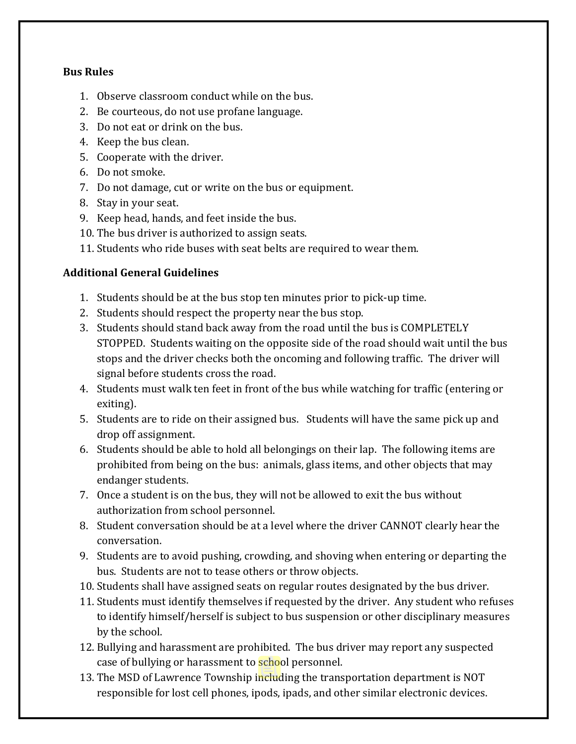**Bus Rules**

1. Observe classroom conduct while on the bus.
2. Be courteous, do not use profane language.
3. Do not eat or drink on the bus.
4. Keep the bus clean.
5. Cooperate with the driver.
6. Do not smoke.
7. Do not damage, cut or write on the bus or equipment.
8. Stay in your seat.
9. Keep head, hands, and feet inside the bus.
10. The bus driver is authorized to assign seats.
11. Students who ride buses with seat belts are required to wear them.

**Additional General Guidelines**

1. Students should be at the bus stop ten minutes prior to pick-up time.
2. Students should respect the property near the bus stop.
3. Students should stand back away from the road until the bus is COMPLETELY STOPPED. Students waiting on the opposite side of the road should wait until the bus stops and the driver checks both the oncoming and following traffic. The driver will signal before students cross the road.
4. Students must walk ten feet in front of the bus while watching for traffic (entering or exiting).
5. Students are to ride on their assigned bus. Students will have the same pick up and drop off assignment.
6. Students should be able to hold all belongings on their lap. The following items are prohibited from being on the bus: animals, glass items, and other objects that may endanger students.
7. Once a student is on the bus, they will not be allowed to exit the bus without authorization from school personnel.
8. Student conversation should be at a level where the driver CANNOT clearly hear the conversation.
9. Students are to avoid pushing, crowding, and shoving when entering or departing the bus. Students are not to tease others or throw objects.
10. Students shall have assigned seats on regular routes designated by the bus driver.
11. Students must identify themselves if requested by the driver. Any student who refuses to identify himself/herself is subject to bus suspension or other disciplinary measures by the school.
12. Bullying and harassment are prohibited. The bus driver may report any suspected case of bullying or harassment to school personnel.
13. The MSD of Lawrence Township including the transportation department is NOT responsible for lost cell phones, ipods, ipads, and other similar electronic devices.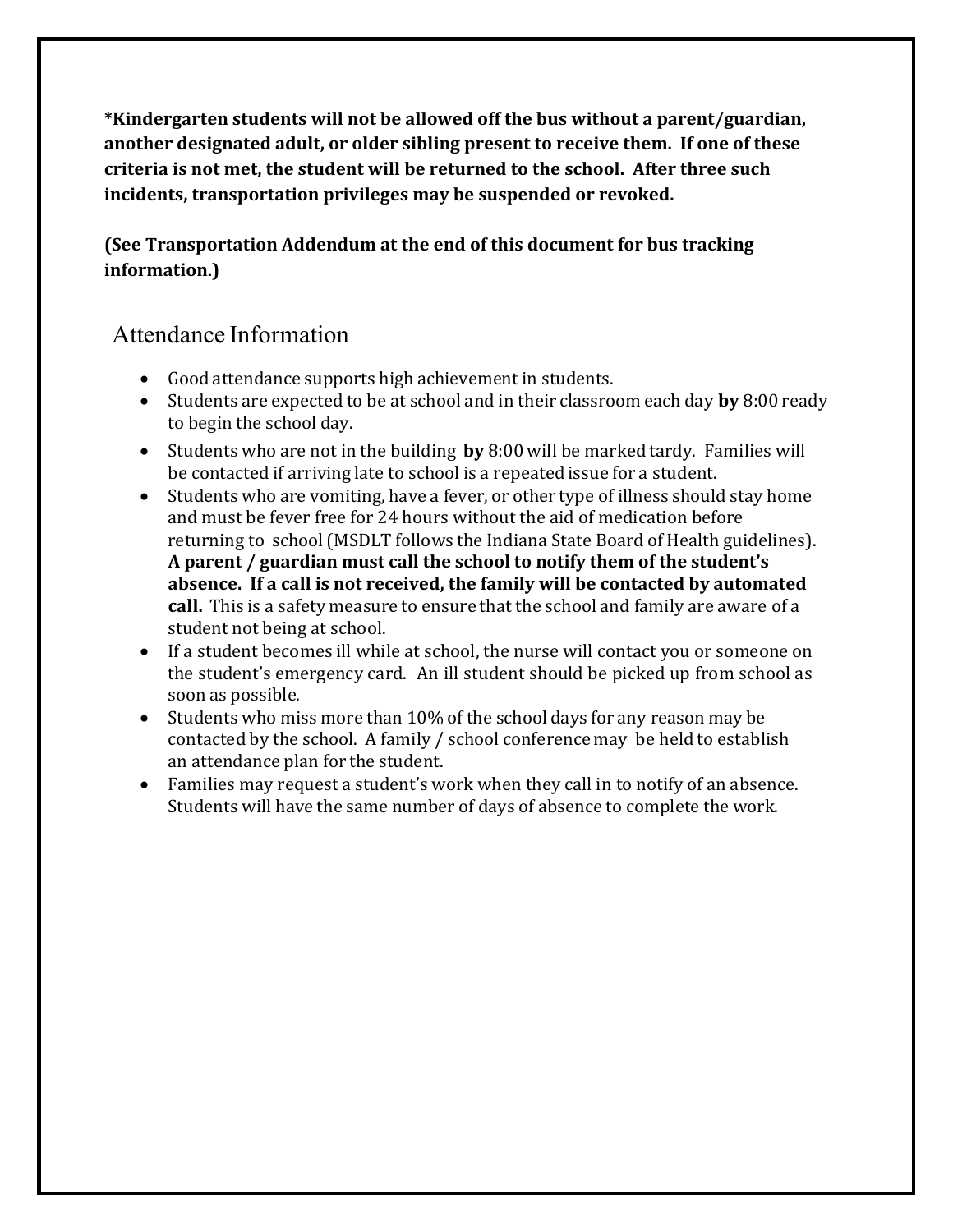**\*Kindergarten students will not be allowed off the bus without a parent/guardian, another designated adult, or older sibling present to receive them. If one of these criteria is not met, the student will be returned to the school. After three such incidents, transportation privileges may be suspended or revoked.**

**(See Transportation Addendum at the end of this document for bus tracking information.)**

## Attendance Information

- Good attendance supports high achievement in students.
- Students are expected to be at school and in their classroom each day **by** 8:00 ready to begin the school day.
- Students who are not in the building **by** 8:00 will be marked tardy. Families will be contacted if arriving late to school is a repeated issue for a student.
- Students who are vomiting, have a fever, or other type of illness should stay home and must be fever free for 24 hours without the aid of medication before returning to school (MSDLT follows the Indiana State Board of Health guidelines). **A parent / guardian must call the school to notify them of the student's absence. If a call is not received, the family will be contacted by automated call.** This is a safety measure to ensure that the school and family are aware of a student not being at school.
- If a student becomes ill while at school, the nurse will contact you or someone on the student's emergency card. An ill student should be picked up from school as soon as possible.
- Students who miss more than 10% of the school days for any reason may be contacted by the school. A family / school conference may be held to establish an attendance plan for the student.
- Families may request a student's work when they call in to notify of an absence. Students will have the same number of days of absence to complete the work.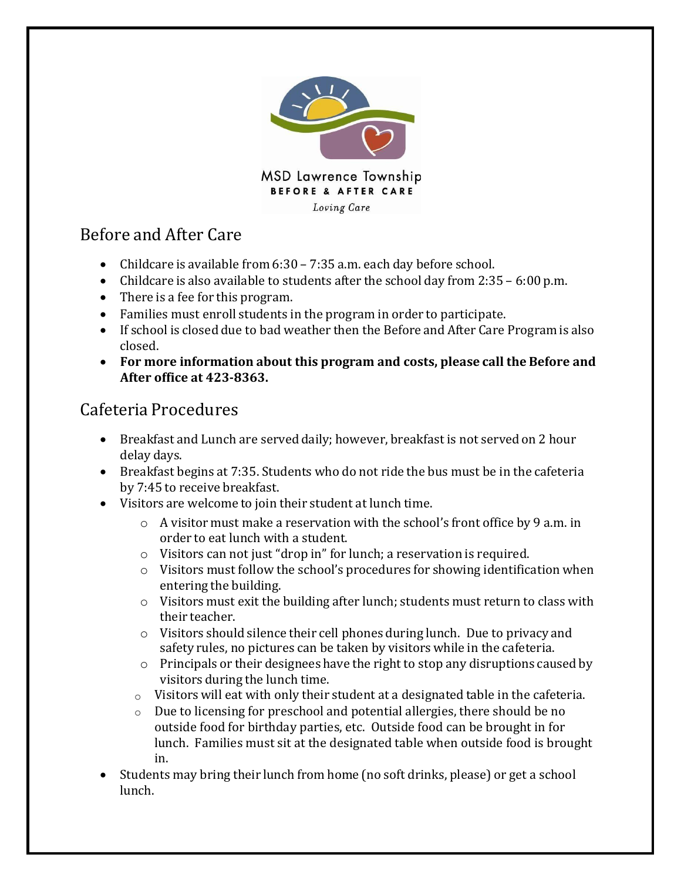MSD Lawrence Township
BEFORE & AFTER CARE
*Loving Care*

## Before and After Care

- Childcare is available from 6:30 – 7:35 a.m. each day before school.
- Childcare is also available to students after the school day from 2:35 – 6:00 p.m.
- There is a fee for this program.
- Families must enroll students in the program in order to participate.
- If school is closed due to bad weather then the Before and After Care Program is also closed.
- **For more information about this program and costs, please call the Before and After office at 423-8363.**

## Cafeteria Procedures

- Breakfast and Lunch are served daily; however, breakfast is not served on 2 hour delay days.
- Breakfast begins at 7:35. Students who do not ride the bus must be in the cafeteria by 7:45 to receive breakfast.
- Visitors are welcome to join their student at lunch time.
  - A visitor must make a reservation with the school's front office by 9 a.m. in order to eat lunch with a student.
  - Visitors can not just "drop in" for lunch; a reservation is required.
  - Visitors must follow the school's procedures for showing identification when entering the building.
  - Visitors must exit the building after lunch; students must return to class with their teacher.
  - Visitors should silence their cell phones during lunch. Due to privacy and safety rules, no pictures can be taken by visitors while in the cafeteria.
  - Principals or their designees have the right to stop any disruptions caused by visitors during the lunch time.
  - Visitors will eat with only their student at a designated table in the cafeteria.
  - Due to licensing for preschool and potential allergies, there should be no outside food for birthday parties, etc. Outside food can be brought in for lunch. Families must sit at the designated table when outside food is brought in.
- Students may bring their lunch from home (no soft drinks, please) or get a school lunch.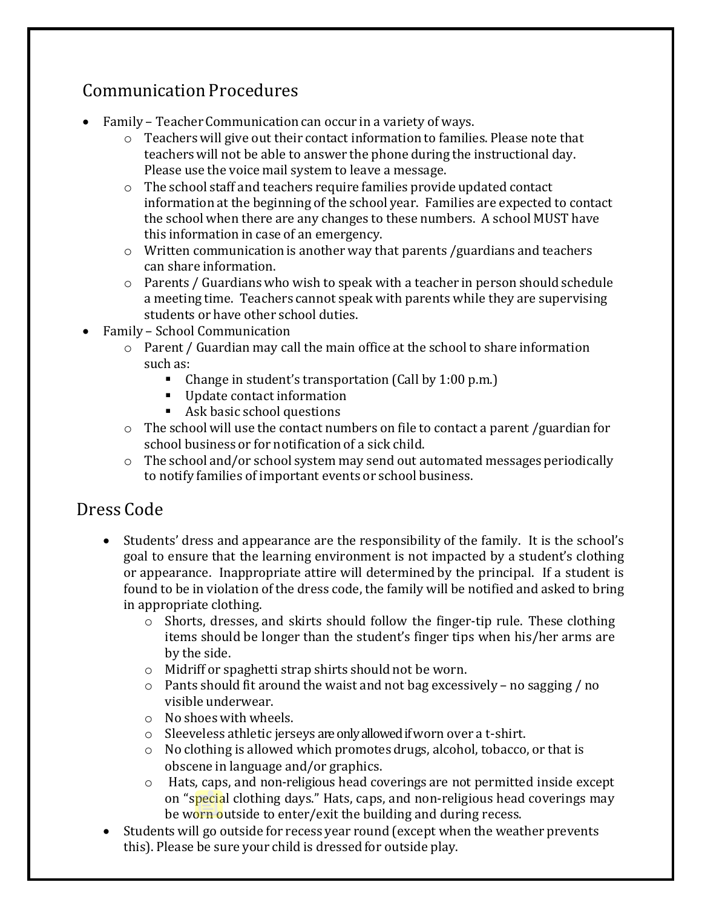## Communication Procedures

- Family – Teacher Communication can occur in a variety of ways.
  - Teachers will give out their contact information to families. Please note that teachers will not be able to answer the phone during the instructional day. Please use the voice mail system to leave a message.
  - The school staff and teachers require families provide updated contact information at the beginning of the school year. Families are expected to contact the school when there are any changes to these numbers. A school MUST have this information in case of an emergency.
  - Written communication is another way that parents /guardians and teachers can share information.
  - Parents / Guardians who wish to speak with a teacher in person should schedule a meeting time. Teachers cannot speak with parents while they are supervising students or have other school duties.
- Family – School Communication
  - Parent / Guardian may call the main office at the school to share information such as:
    - Change in student's transportation (Call by 1:00 p.m.)
    - Update contact information
    - Ask basic school questions
  - The school will use the contact numbers on file to contact a parent /guardian for school business or for notification of a sick child.
  - The school and/or school system may send out automated messages periodically to notify families of important events or school business.

## Dress Code

- Students' dress and appearance are the responsibility of the family. It is the school's goal to ensure that the learning environment is not impacted by a student's clothing or appearance. Inappropriate attire will determined by the principal. If a student is found to be in violation of the dress code, the family will be notified and asked to bring in appropriate clothing.
  - Shorts, dresses, and skirts should follow the finger-tip rule. These clothing items should be longer than the student's finger tips when his/her arms are by the side.
  - Midriff or spaghetti strap shirts should not be worn.
  - Pants should fit around the waist and not bag excessively – no sagging / no visible underwear.
  - No shoes with wheels.
  - Sleeveless athletic jerseys are only allowed if worn over a t-shirt.
  - No clothing is allowed which promotes drugs, alcohol, tobacco, or that is obscene in language and/or graphics.
  - Hats, caps, and non-religious head coverings are not permitted inside except on "special clothing days." Hats, caps, and non-religious head coverings may be worn outside to enter/exit the building and during recess.
- Students will go outside for recess year round (except when the weather prevents this). Please be sure your child is dressed for outside play.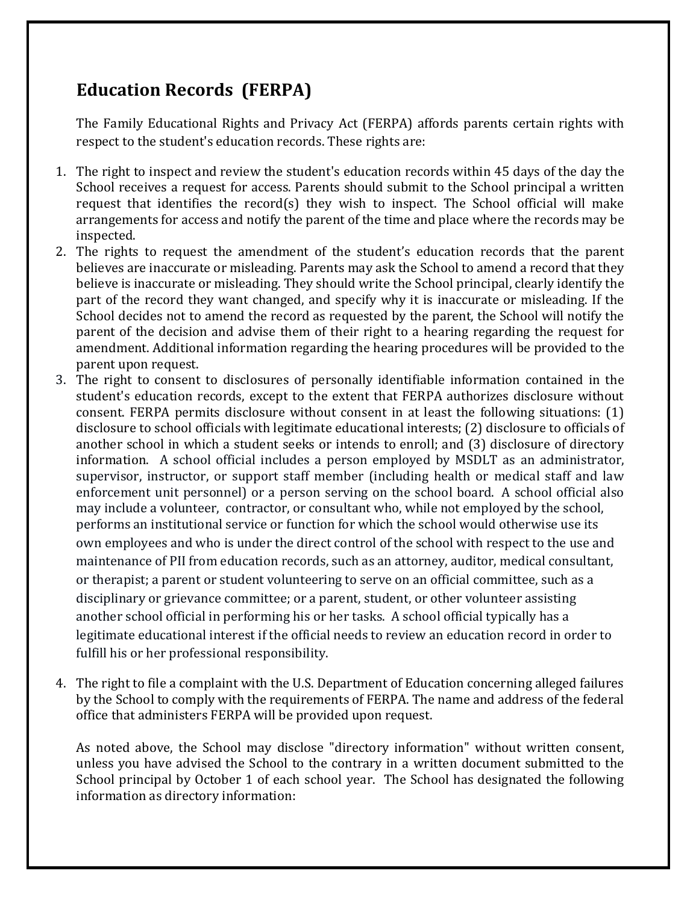## Education Records (FERPA)

The Family Educational Rights and Privacy Act (FERPA) affords parents certain rights with respect to the student's education records. These rights are:

1. The right to inspect and review the student's education records within 45 days of the day the School receives a request for access. Parents should submit to the School principal a written request that identifies the record(s) they wish to inspect. The School official will make arrangements for access and notify the parent of the time and place where the records may be inspected.
2. The rights to request the amendment of the student's education records that the parent believes are inaccurate or misleading. Parents may ask the School to amend a record that they believe is inaccurate or misleading. They should write the School principal, clearly identify the part of the record they want changed, and specify why it is inaccurate or misleading. If the School decides not to amend the record as requested by the parent, the School will notify the parent of the decision and advise them of their right to a hearing regarding the request for amendment. Additional information regarding the hearing procedures will be provided to the parent upon request.
3. The right to consent to disclosures of personally identifiable information contained in the student's education records, except to the extent that FERPA authorizes disclosure without consent. FERPA permits disclosure without consent in at least the following situations: (1) disclosure to school officials with legitimate educational interests; (2) disclosure to officials of another school in which a student seeks or intends to enroll; and (3) disclosure of directory information. A school official includes a person employed by MSDLT as an administrator, supervisor, instructor, or support staff member (including health or medical staff and law enforcement unit personnel) or a person serving on the school board. A school official also may include a volunteer, contractor, or consultant who, while not employed by the school, performs an institutional service or function for which the school would otherwise use its own employees and who is under the direct control of the school with respect to the use and maintenance of PII from education records, such as an attorney, auditor, medical consultant, or therapist; a parent or student volunteering to serve on an official committee, such as a disciplinary or grievance committee; or a parent, student, or other volunteer assisting another school official in performing his or her tasks. A school official typically has a legitimate educational interest if the official needs to review an education record in order to fulfill his or her professional responsibility.
4. The right to file a complaint with the U.S. Department of Education concerning alleged failures by the School to comply with the requirements of FERPA. The name and address of the federal office that administers FERPA will be provided upon request.

As noted above, the School may disclose "directory information" without written consent, unless you have advised the School to the contrary in a written document submitted to the School principal by October 1 of each school year. The School has designated the following information as directory information: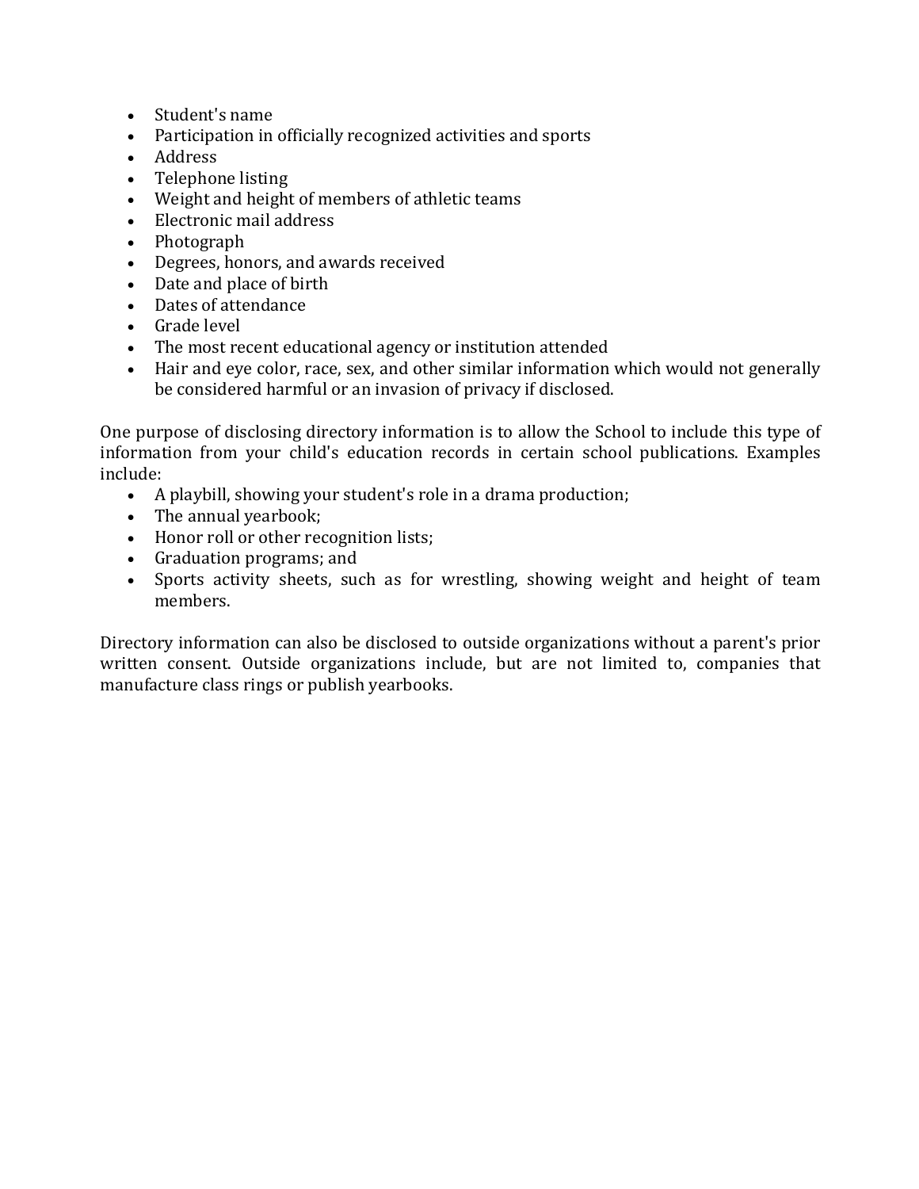- Student's name
- Participation in officially recognized activities and sports
- Address
- Telephone listing
- Weight and height of members of athletic teams
- Electronic mail address
- Photograph
- Degrees, honors, and awards received
- Date and place of birth
- Dates of attendance
- Grade level
- The most recent educational agency or institution attended
- Hair and eye color, race, sex, and other similar information which would not generally be considered harmful or an invasion of privacy if disclosed.

One purpose of disclosing directory information is to allow the School to include this type of information from your child's education records in certain school publications. Examples include:

- A playbill, showing your student's role in a drama production;
- The annual yearbook;
- Honor roll or other recognition lists;
- Graduation programs; and
- Sports activity sheets, such as for wrestling, showing weight and height of team members.

Directory information can also be disclosed to outside organizations without a parent's prior written consent. Outside organizations include, but are not limited to, companies that manufacture class rings or publish yearbooks.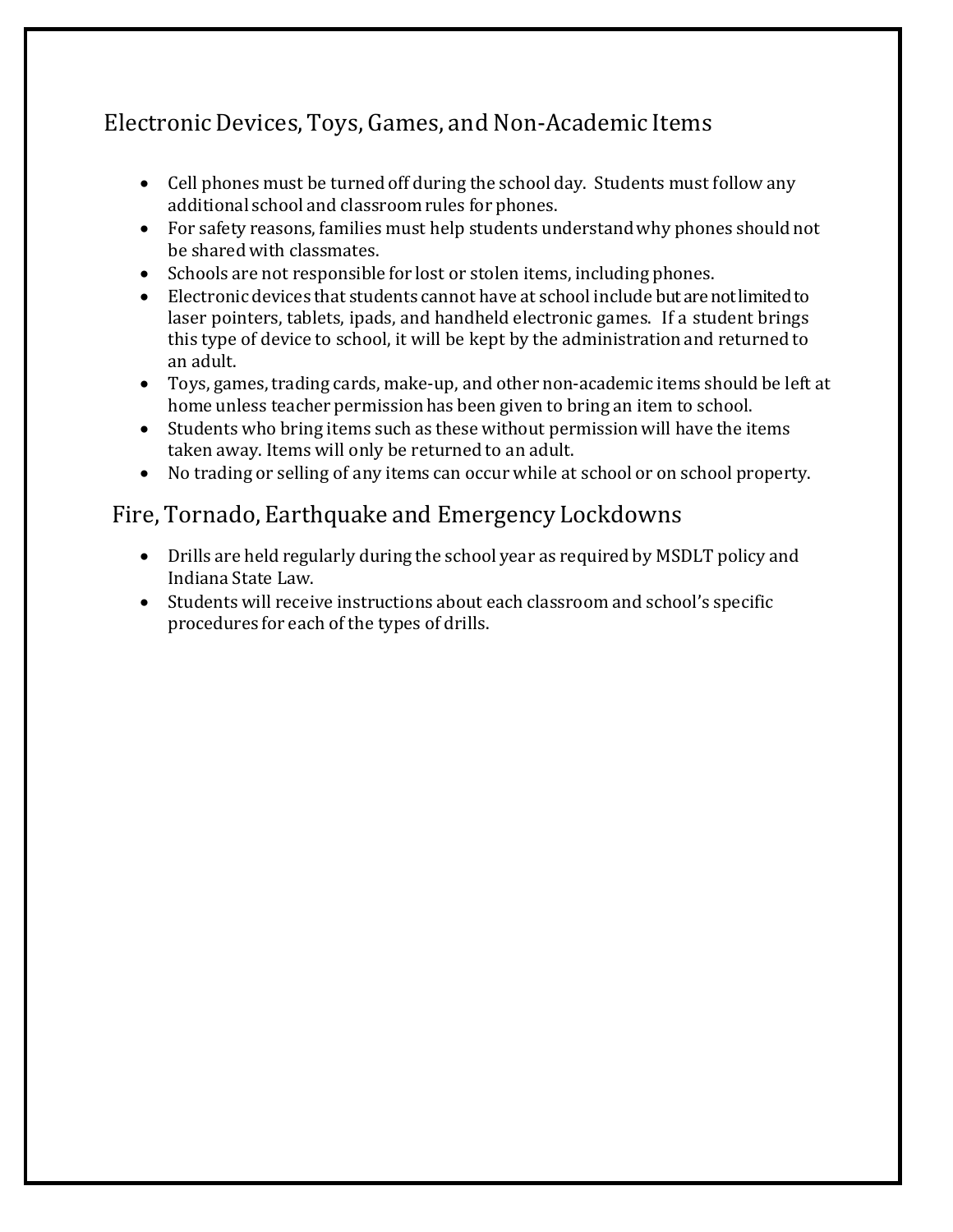## Electronic Devices, Toys, Games, and Non-Academic Items

- Cell phones must be turned off during the school day. Students must follow any additional school and classroom rules for phones.
- For safety reasons, families must help students understand why phones should not be shared with classmates.
- Schools are not responsible for lost or stolen items, including phones.
- Electronic devices that students cannot have at school include but are not limited to laser pointers, tablets, ipads, and handheld electronic games. If a student brings this type of device to school, it will be kept by the administration and returned to an adult.
- Toys, games, trading cards, make-up, and other non-academic items should be left at home unless teacher permission has been given to bring an item to school.
- Students who bring items such as these without permission will have the items taken away. Items will only be returned to an adult.
- No trading or selling of any items can occur while at school or on school property.

## Fire, Tornado, Earthquake and Emergency Lockdowns

- Drills are held regularly during the school year as required by MSDLT policy and Indiana State Law.
- Students will receive instructions about each classroom and school's specific procedures for each of the types of drills.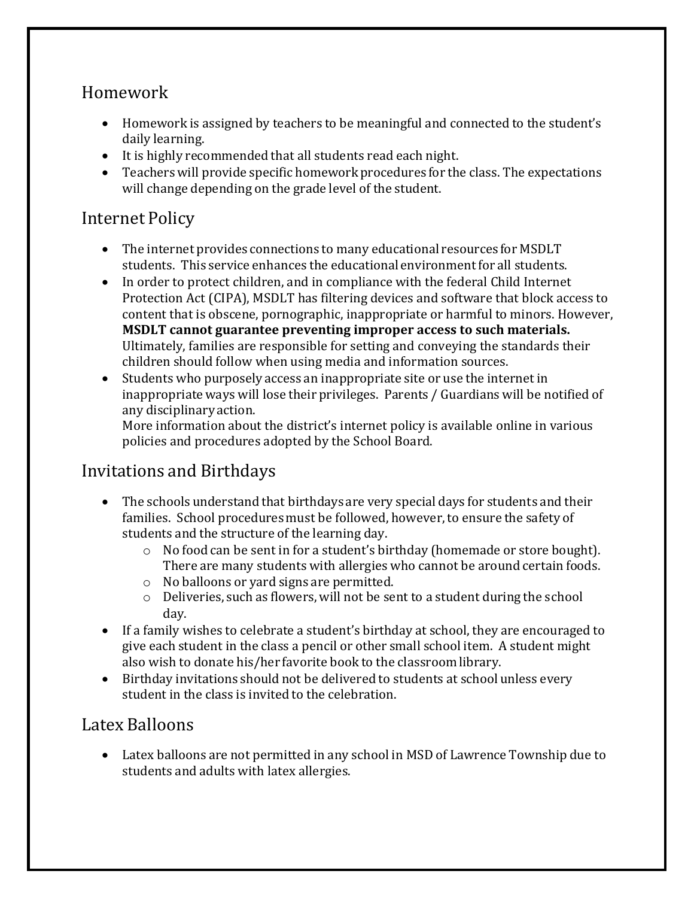## Homework

- Homework is assigned by teachers to be meaningful and connected to the student's daily learning.
- It is highly recommended that all students read each night.
- Teachers will provide specific homework procedures for the class. The expectations will change depending on the grade level of the student.

## Internet Policy

- The internet provides connections to many educational resources for MSDLT students. This service enhances the educational environment for all students.
- In order to protect children, and in compliance with the federal Child Internet Protection Act (CIPA), MSDLT has filtering devices and software that block access to content that is obscene, pornographic, inappropriate or harmful to minors. However, **MSDLT cannot guarantee preventing improper access to such materials.** Ultimately, families are responsible for setting and conveying the standards their children should follow when using media and information sources.
- Students who purposely access an inappropriate site or use the internet in inappropriate ways will lose their privileges. Parents / Guardians will be notified of any disciplinary action.
  More information about the district's internet policy is available online in various policies and procedures adopted by the School Board.

## Invitations and Birthdays

- The schools understand that birthdays are very special days for students and their families. School procedures must be followed, however, to ensure the safety of students and the structure of the learning day.
  - No food can be sent in for a student's birthday (homemade or store bought). There are many students with allergies who cannot be around certain foods.
  - No balloons or yard signs are permitted.
  - Deliveries, such as flowers, will not be sent to a student during the school day.
- If a family wishes to celebrate a student's birthday at school, they are encouraged to give each student in the class a pencil or other small school item. A student might also wish to donate his/her favorite book to the classroom library.
- Birthday invitations should not be delivered to students at school unless every student in the class is invited to the celebration.

## Latex Balloons

- Latex balloons are not permitted in any school in MSD of Lawrence Township due to students and adults with latex allergies.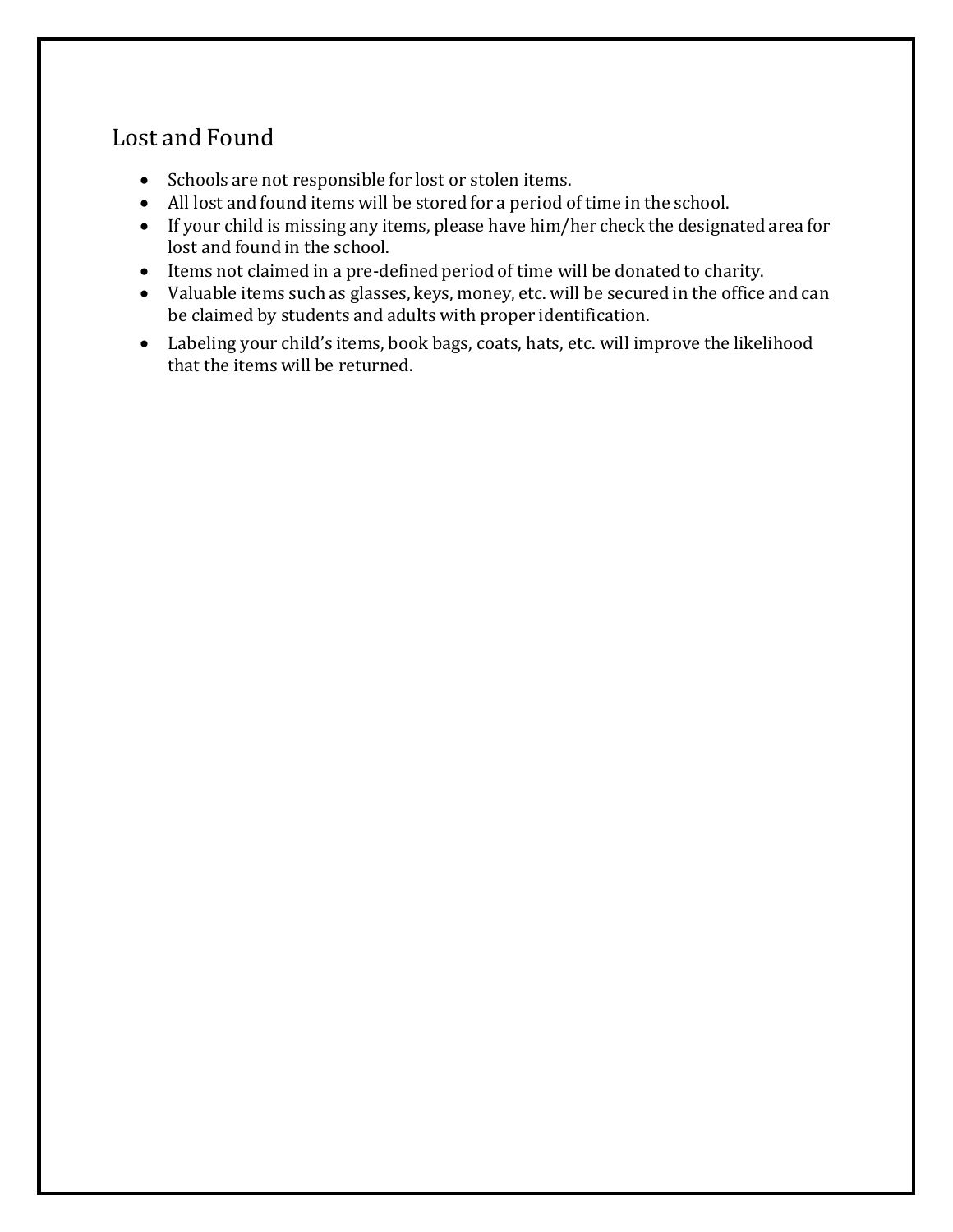## Lost and Found

- Schools are not responsible for lost or stolen items.
- All lost and found items will be stored for a period of time in the school.
- If your child is missing any items, please have him/her check the designated area for lost and found in the school.
- Items not claimed in a pre-defined period of time will be donated to charity.
- Valuable items such as glasses, keys, money, etc. will be secured in the office and can be claimed by students and adults with proper identification.
- Labeling your child's items, book bags, coats, hats, etc. will improve the likelihood that the items will be returned.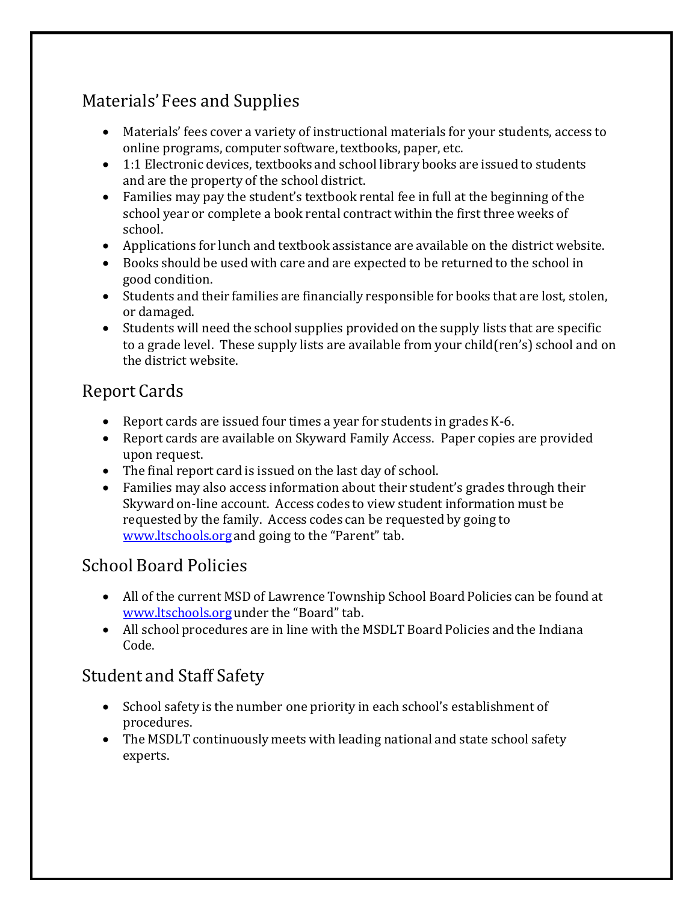## Materials' Fees and Supplies

- Materials' fees cover a variety of instructional materials for your students, access to online programs, computer software, textbooks, paper, etc.
- 1:1 Electronic devices, textbooks and school library books are issued to students and are the property of the school district.
- Families may pay the student's textbook rental fee in full at the beginning of the school year or complete a book rental contract within the first three weeks of school.
- Applications for lunch and textbook assistance are available on the district website.
- Books should be used with care and are expected to be returned to the school in good condition.
- Students and their families are financially responsible for books that are lost, stolen, or damaged.
- Students will need the school supplies provided on the supply lists that are specific to a grade level. These supply lists are available from your child(ren's) school and on the district website.

## Report Cards

- Report cards are issued four times a year for students in grades K-6.
- Report cards are available on Skyward Family Access. Paper copies are provided upon request.
- The final report card is issued on the last day of school.
- Families may also access information about their student's grades through their Skyward on-line account. Access codes to view student information must be requested by the family. Access codes can be requested by going to [www.ltschools.org](http://www.ltschools.org) and going to the "Parent" tab.

## School Board Policies

- All of the current MSD of Lawrence Township School Board Policies can be found at [www.ltschools.org](http://www.ltschools.org) under the "Board" tab.
- All school procedures are in line with the MSDLT Board Policies and the Indiana Code.

## Student and Staff Safety

- School safety is the number one priority in each school's establishment of procedures.
- The MSDLT continuously meets with leading national and state school safety experts.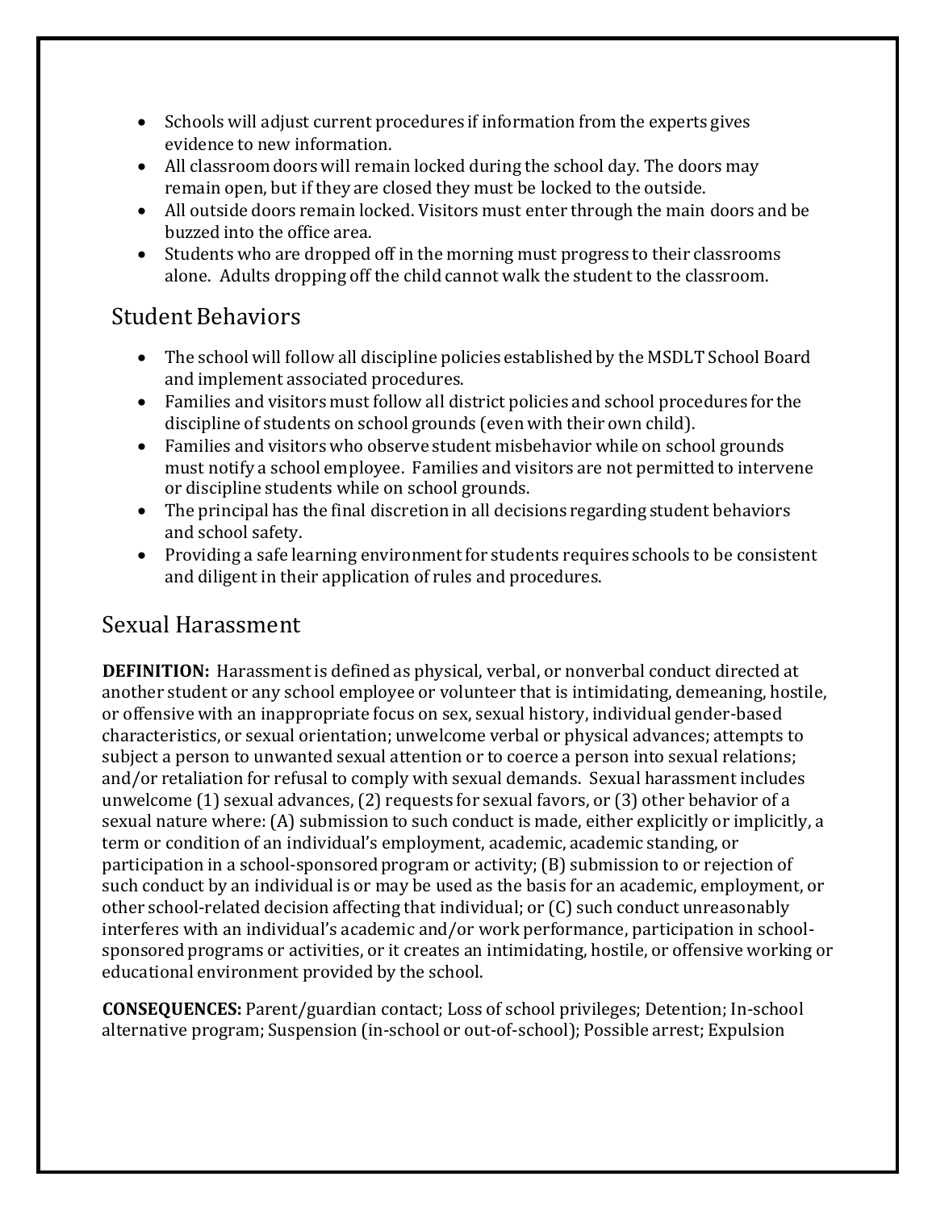- Schools will adjust current procedures if information from the experts gives evidence to new information.
- All classroom doors will remain locked during the school day. The doors may remain open, but if they are closed they must be locked to the outside.
- All outside doors remain locked. Visitors must enter through the main doors and be buzzed into the office area.
- Students who are dropped off in the morning must progress to their classrooms alone. Adults dropping off the child cannot walk the student to the classroom.

## Student Behaviors

- The school will follow all discipline policies established by the MSDLT School Board and implement associated procedures.
- Families and visitors must follow all district policies and school procedures for the discipline of students on school grounds (even with their own child).
- Families and visitors who observe student misbehavior while on school grounds must notify a school employee. Families and visitors are not permitted to intervene or discipline students while on school grounds.
- The principal has the final discretion in all decisions regarding student behaviors and school safety.
- Providing a safe learning environment for students requires schools to be consistent and diligent in their application of rules and procedures.

## Sexual Harassment

**DEFINITION:** Harassment is defined as physical, verbal, or nonverbal conduct directed at another student or any school employee or volunteer that is intimidating, demeaning, hostile, or offensive with an inappropriate focus on sex, sexual history, individual gender-based characteristics, or sexual orientation; unwelcome verbal or physical advances; attempts to subject a person to unwanted sexual attention or to coerce a person into sexual relations; and/or retaliation for refusal to comply with sexual demands. Sexual harassment includes unwelcome (1) sexual advances, (2) requests for sexual favors, or (3) other behavior of a sexual nature where: (A) submission to such conduct is made, either explicitly or implicitly, a term or condition of an individual's employment, academic, academic standing, or participation in a school-sponsored program or activity; (B) submission to or rejection of such conduct by an individual is or may be used as the basis for an academic, employment, or other school-related decision affecting that individual; or (C) such conduct unreasonably interferes with an individual's academic and/or work performance, participation in school-sponsored programs or activities, or it creates an intimidating, hostile, or offensive working or educational environment provided by the school.

**CONSEQUENCES:** Parent/guardian contact; Loss of school privileges; Detention; In-school alternative program; Suspension (in-school or out-of-school); Possible arrest; Expulsion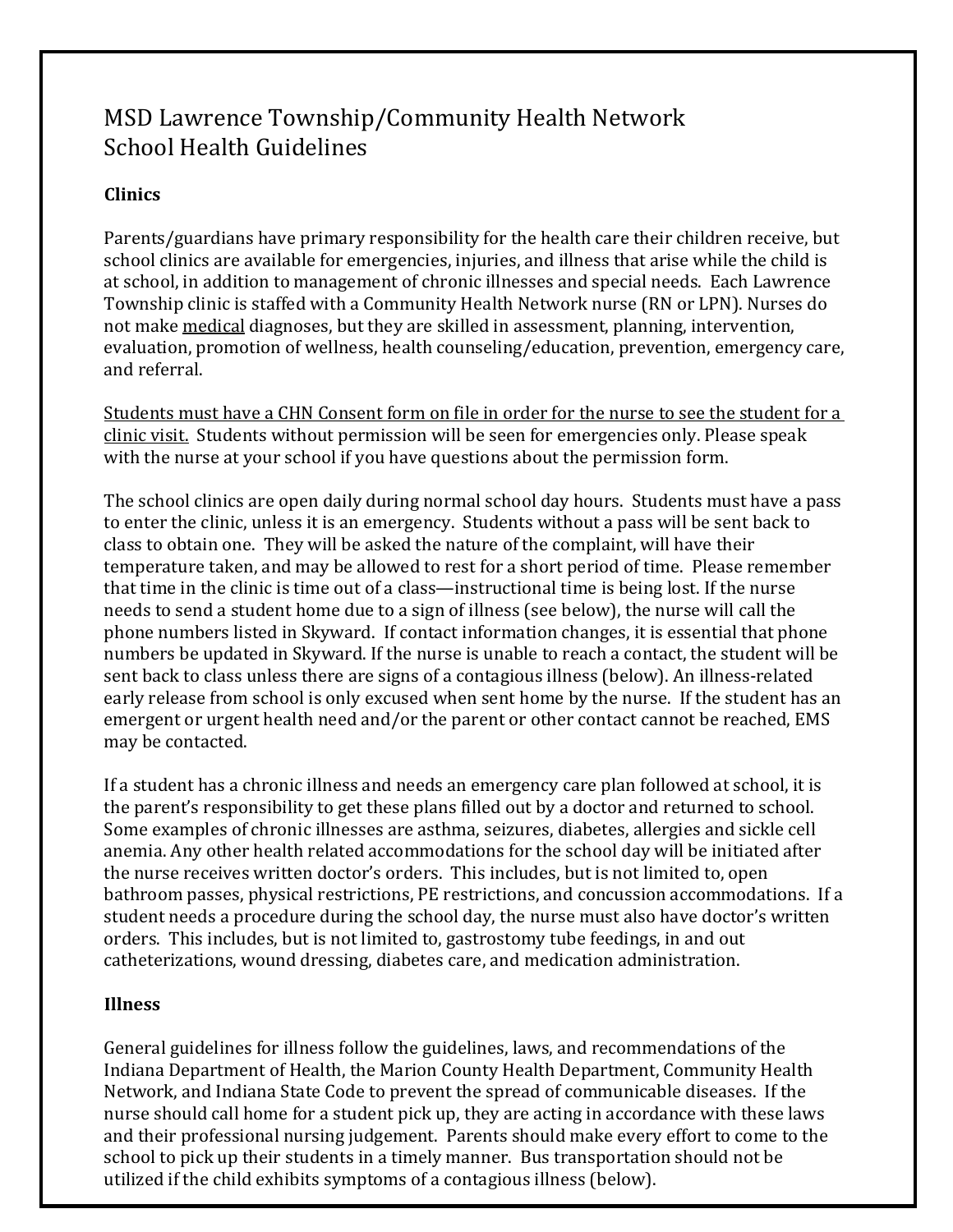# MSD Lawrence Township/Community Health Network School Health Guidelines

## Clinics

Parents/guardians have primary responsibility for the health care their children receive, but school clinics are available for emergencies, injuries, and illness that arise while the child is at school, in addition to management of chronic illnesses and special needs. Each Lawrence Township clinic is staffed with a Community Health Network nurse (RN or LPN). Nurses do not make <u>medical</u> diagnoses, but they are skilled in assessment, planning, intervention, evaluation, promotion of wellness, health counseling/education, prevention, emergency care, and referral.

<u>Students must have a CHN Consent form on file in order for the nurse to see the student for a clinic visit.</u> Students without permission will be seen for emergencies only. Please speak with the nurse at your school if you have questions about the permission form.

The school clinics are open daily during normal school day hours. Students must have a pass to enter the clinic, unless it is an emergency. Students without a pass will be sent back to class to obtain one. They will be asked the nature of the complaint, will have their temperature taken, and may be allowed to rest for a short period of time. Please remember that time in the clinic is time out of a class—instructional time is being lost. If the nurse needs to send a student home due to a sign of illness (see below), the nurse will call the phone numbers listed in Skyward. If contact information changes, it is essential that phone numbers be updated in Skyward. If the nurse is unable to reach a contact, the student will be sent back to class unless there are signs of a contagious illness (below). An illness-related early release from school is only excused when sent home by the nurse. If the student has an emergent or urgent health need and/or the parent or other contact cannot be reached, EMS may be contacted.

If a student has a chronic illness and needs an emergency care plan followed at school, it is the parent's responsibility to get these plans filled out by a doctor and returned to school. Some examples of chronic illnesses are asthma, seizures, diabetes, allergies and sickle cell anemia. Any other health related accommodations for the school day will be initiated after the nurse receives written doctor's orders. This includes, but is not limited to, open bathroom passes, physical restrictions, PE restrictions, and concussion accommodations. If a student needs a procedure during the school day, the nurse must also have doctor's written orders. This includes, but is not limited to, gastrostomy tube feedings, in and out catheterizations, wound dressing, diabetes care, and medication administration.

## Illness

General guidelines for illness follow the guidelines, laws, and recommendations of the Indiana Department of Health, the Marion County Health Department, Community Health Network, and Indiana State Code to prevent the spread of communicable diseases. If the nurse should call home for a student pick up, they are acting in accordance with these laws and their professional nursing judgement. Parents should make every effort to come to the school to pick up their students in a timely manner. Bus transportation should not be utilized if the child exhibits symptoms of a contagious illness (below).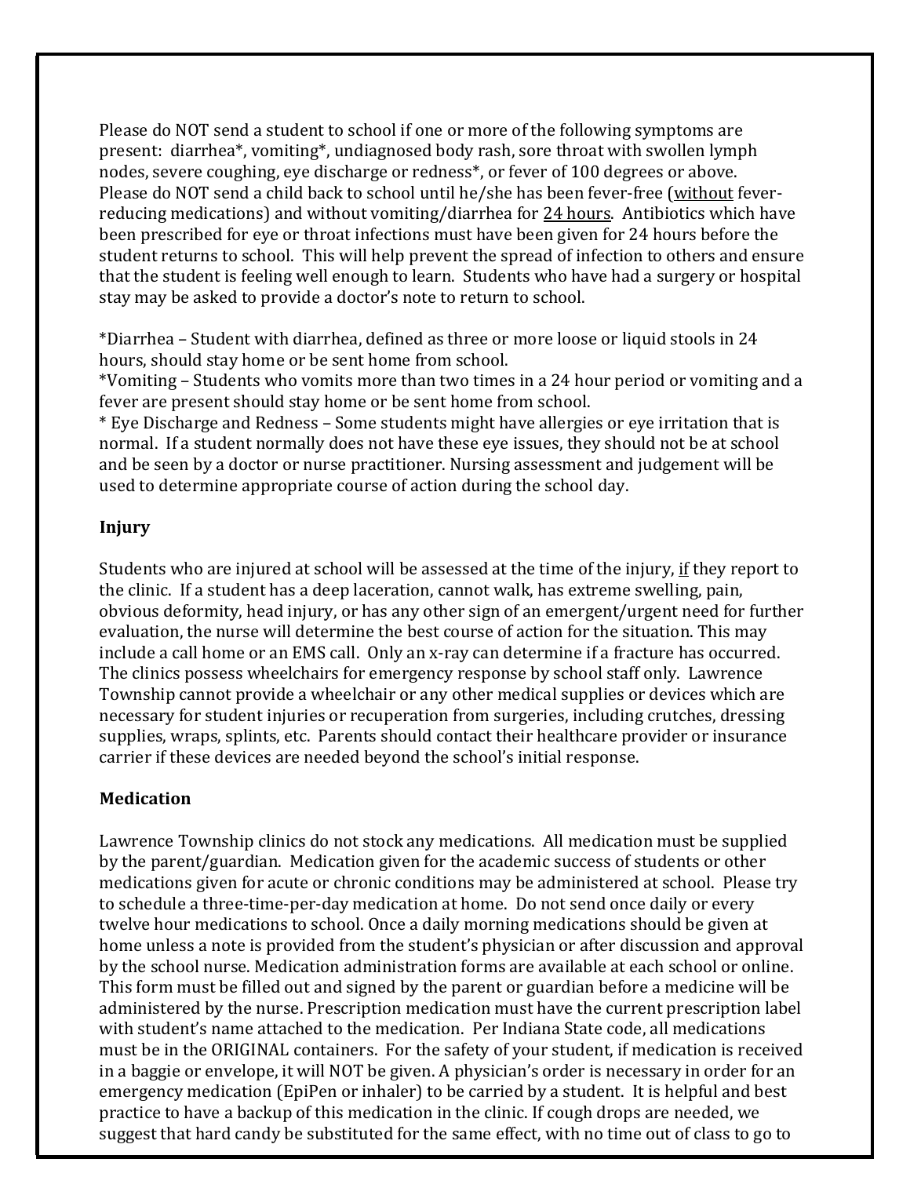Please do NOT send a student to school if one or more of the following symptoms are present: diarrhea*, vomiting*, undiagnosed body rash, sore throat with swollen lymph nodes, severe coughing, eye discharge or redness*, or fever of 100 degrees or above. Please do NOT send a child back to school until he/she has been fever-free (without fever-reducing medications) and without vomiting/diarrhea for 24 hours. Antibiotics which have been prescribed for eye or throat infections must have been given for 24 hours before the student returns to school. This will help prevent the spread of infection to others and ensure that the student is feeling well enough to learn. Students who have had a surgery or hospital stay may be asked to provide a doctor's note to return to school.

*Diarrhea – Student with diarrhea, defined as three or more loose or liquid stools in 24 hours, should stay home or be sent home from school.
*Vomiting – Students who vomits more than two times in a 24 hour period or vomiting and a fever are present should stay home or be sent home from school.
* Eye Discharge and Redness – Some students might have allergies or eye irritation that is normal. If a student normally does not have these eye issues, they should not be at school and be seen by a doctor or nurse practitioner. Nursing assessment and judgement will be used to determine appropriate course of action during the school day.

**Injury**

Students who are injured at school will be assessed at the time of the injury, if they report to the clinic. If a student has a deep laceration, cannot walk, has extreme swelling, pain, obvious deformity, head injury, or has any other sign of an emergent/urgent need for further evaluation, the nurse will determine the best course of action for the situation. This may include a call home or an EMS call. Only an x-ray can determine if a fracture has occurred. The clinics possess wheelchairs for emergency response by school staff only. Lawrence Township cannot provide a wheelchair or any other medical supplies or devices which are necessary for student injuries or recuperation from surgeries, including crutches, dressing supplies, wraps, splints, etc. Parents should contact their healthcare provider or insurance carrier if these devices are needed beyond the school's initial response.

**Medication**

Lawrence Township clinics do not stock any medications. All medication must be supplied by the parent/guardian. Medication given for the academic success of students or other medications given for acute or chronic conditions may be administered at school. Please try to schedule a three-time-per-day medication at home. Do not send once daily or every twelve hour medications to school. Once a daily morning medications should be given at home unless a note is provided from the student's physician or after discussion and approval by the school nurse. Medication administration forms are available at each school or online. This form must be filled out and signed by the parent or guardian before a medicine will be administered by the nurse. Prescription medication must have the current prescription label with student's name attached to the medication. Per Indiana State code, all medications must be in the ORIGINAL containers. For the safety of your student, if medication is received in a baggie or envelope, it will NOT be given. A physician's order is necessary in order for an emergency medication (EpiPen or inhaler) to be carried by a student. It is helpful and best practice to have a backup of this medication in the clinic. If cough drops are needed, we suggest that hard candy be substituted for the same effect, with no time out of class to go to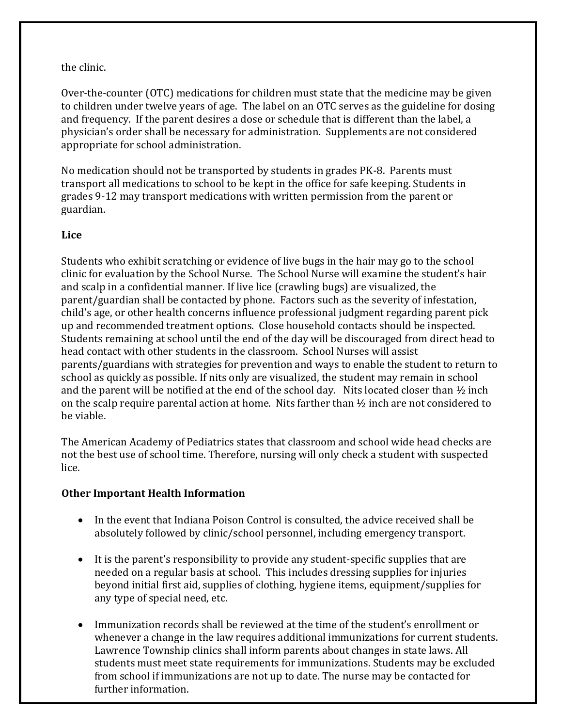the clinic.

Over-the-counter (OTC) medications for children must state that the medicine may be given to children under twelve years of age. The label on an OTC serves as the guideline for dosing and frequency. If the parent desires a dose or schedule that is different than the label, a physician's order shall be necessary for administration. Supplements are not considered appropriate for school administration.

No medication should not be transported by students in grades PK-8. Parents must transport all medications to school to be kept in the office for safe keeping. Students in grades 9-12 may transport medications with written permission from the parent or guardian.

**Lice**

Students who exhibit scratching or evidence of live bugs in the hair may go to the school clinic for evaluation by the School Nurse. The School Nurse will examine the student's hair and scalp in a confidential manner. If live lice (crawling bugs) are visualized, the parent/guardian shall be contacted by phone. Factors such as the severity of infestation, child's age, or other health concerns influence professional judgment regarding parent pick up and recommended treatment options. Close household contacts should be inspected. Students remaining at school until the end of the day will be discouraged from direct head to head contact with other students in the classroom. School Nurses will assist parents/guardians with strategies for prevention and ways to enable the student to return to school as quickly as possible. If nits only are visualized, the student may remain in school and the parent will be notified at the end of the school day. Nits located closer than ½ inch on the scalp require parental action at home. Nits farther than ½ inch are not considered to be viable.

The American Academy of Pediatrics states that classroom and school wide head checks are not the best use of school time. Therefore, nursing will only check a student with suspected lice.

**Other Important Health Information**

- In the event that Indiana Poison Control is consulted, the advice received shall be absolutely followed by clinic/school personnel, including emergency transport.

- It is the parent's responsibility to provide any student-specific supplies that are needed on a regular basis at school. This includes dressing supplies for injuries beyond initial first aid, supplies of clothing, hygiene items, equipment/supplies for any type of special need, etc.

- Immunization records shall be reviewed at the time of the student's enrollment or whenever a change in the law requires additional immunizations for current students. Lawrence Township clinics shall inform parents about changes in state laws. All students must meet state requirements for immunizations. Students may be excluded from school if immunizations are not up to date. The nurse may be contacted for further information.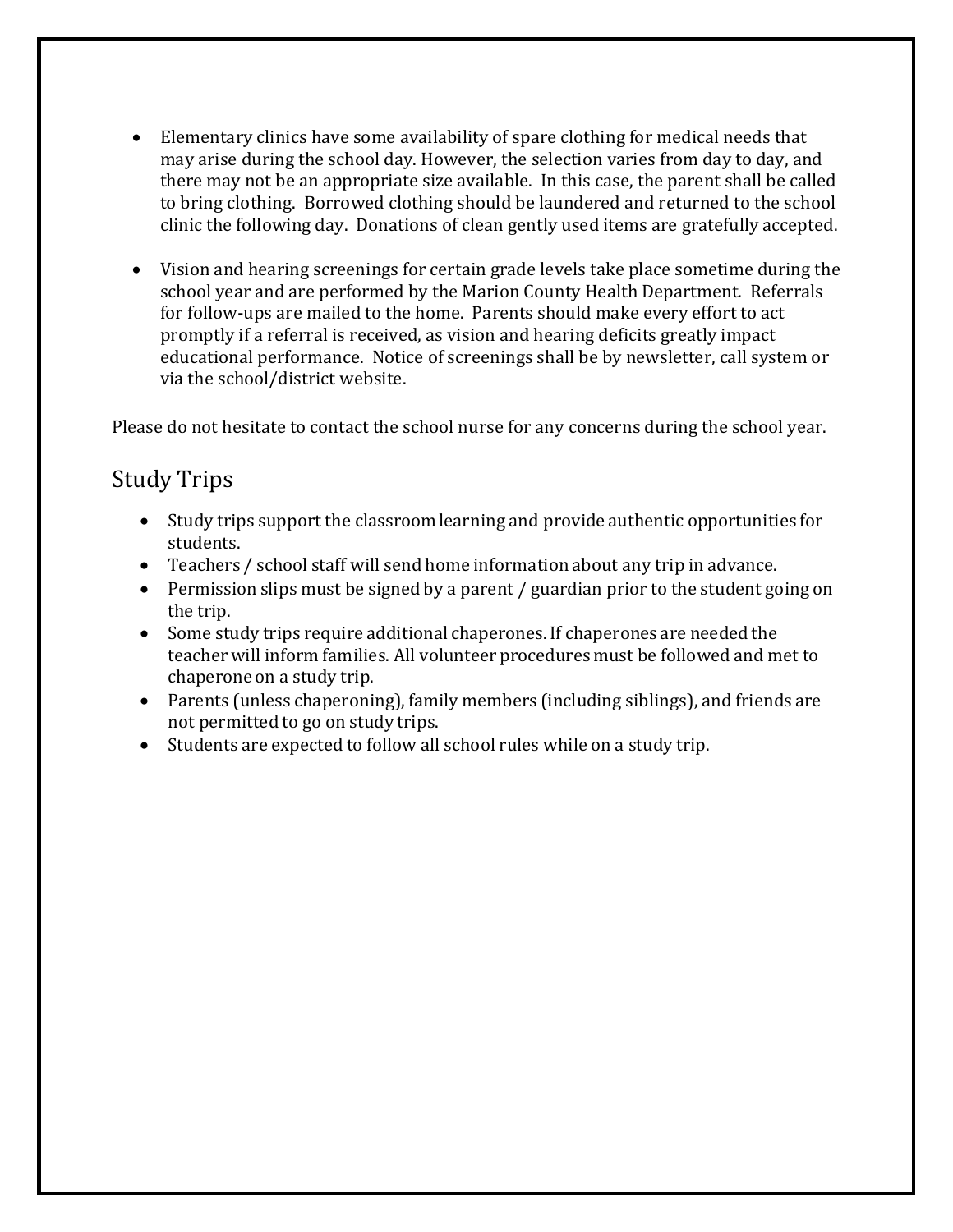- Elementary clinics have some availability of spare clothing for medical needs that may arise during the school day. However, the selection varies from day to day, and there may not be an appropriate size available. In this case, the parent shall be called to bring clothing. Borrowed clothing should be laundered and returned to the school clinic the following day. Donations of clean gently used items are gratefully accepted.

- Vision and hearing screenings for certain grade levels take place sometime during the school year and are performed by the Marion County Health Department. Referrals for follow-ups are mailed to the home. Parents should make every effort to act promptly if a referral is received, as vision and hearing deficits greatly impact educational performance. Notice of screenings shall be by newsletter, call system or via the school/district website.

Please do not hesitate to contact the school nurse for any concerns during the school year.

## Study Trips

- Study trips support the classroom learning and provide authentic opportunities for students.
- Teachers / school staff will send home information about any trip in advance.
- Permission slips must be signed by a parent / guardian prior to the student going on the trip.
- Some study trips require additional chaperones. If chaperones are needed the teacher will inform families. All volunteer procedures must be followed and met to chaperone on a study trip.
- Parents (unless chaperoning), family members (including siblings), and friends are not permitted to go on study trips.
- Students are expected to follow all school rules while on a study trip.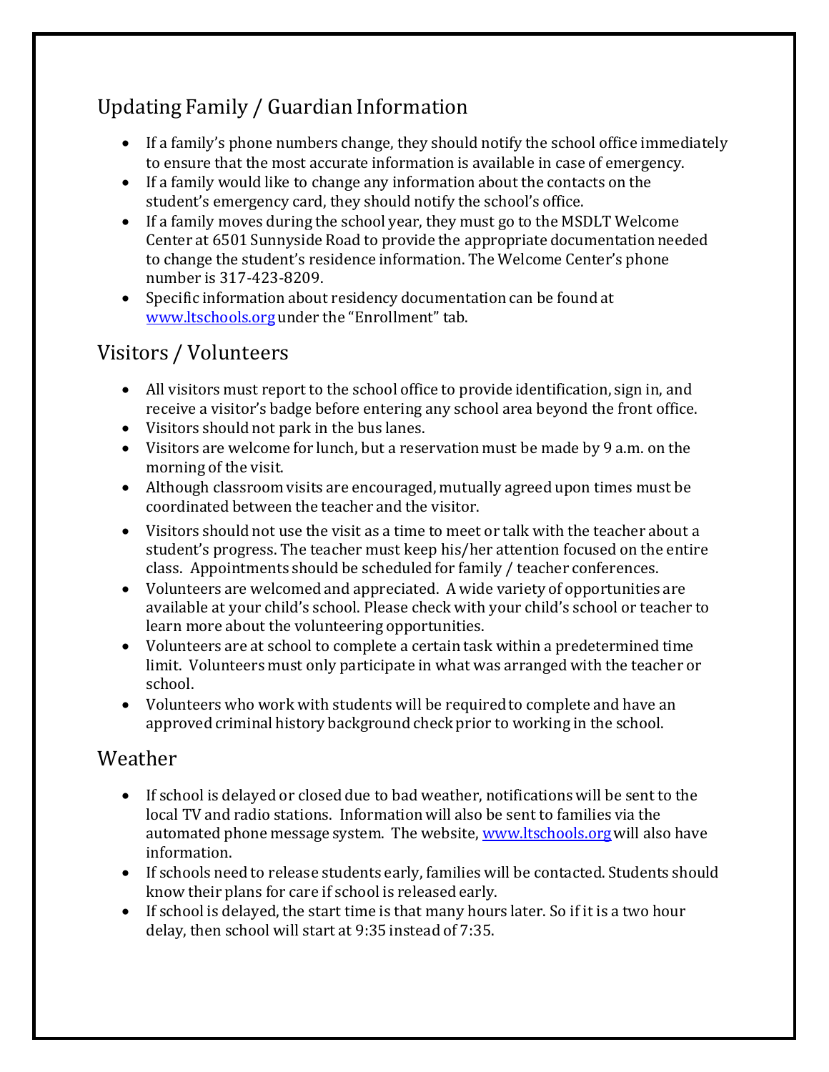## Updating Family / Guardian Information

- If a family's phone numbers change, they should notify the school office immediately to ensure that the most accurate information is available in case of emergency.
- If a family would like to change any information about the contacts on the student's emergency card, they should notify the school's office.
- If a family moves during the school year, they must go to the MSDLT Welcome Center at 6501 Sunnyside Road to provide the appropriate documentation needed to change the student's residence information. The Welcome Center's phone number is 317-423-8209.
- Specific information about residency documentation can be found at [www.ltschools.org](http://www.ltschools.org) under the "Enrollment" tab.

## Visitors / Volunteers

- All visitors must report to the school office to provide identification, sign in, and receive a visitor's badge before entering any school area beyond the front office.
- Visitors should not park in the bus lanes.
- Visitors are welcome for lunch, but a reservation must be made by 9 a.m. on the morning of the visit.
- Although classroom visits are encouraged, mutually agreed upon times must be coordinated between the teacher and the visitor.
- Visitors should not use the visit as a time to meet or talk with the teacher about a student's progress. The teacher must keep his/her attention focused on the entire class. Appointments should be scheduled for family / teacher conferences.
- Volunteers are welcomed and appreciated. A wide variety of opportunities are available at your child's school. Please check with your child's school or teacher to learn more about the volunteering opportunities.
- Volunteers are at school to complete a certain task within a predetermined time limit. Volunteers must only participate in what was arranged with the teacher or school.
- Volunteers who work with students will be required to complete and have an approved criminal history background check prior to working in the school.

## Weather

- If school is delayed or closed due to bad weather, notifications will be sent to the local TV and radio stations. Information will also be sent to families via the automated phone message system. The website, [www.ltschools.org](http://www.ltschools.org) will also have information.
- If schools need to release students early, families will be contacted. Students should know their plans for care if school is released early.
- If school is delayed, the start time is that many hours later. So if it is a two hour delay, then school will start at 9:35 instead of 7:35.